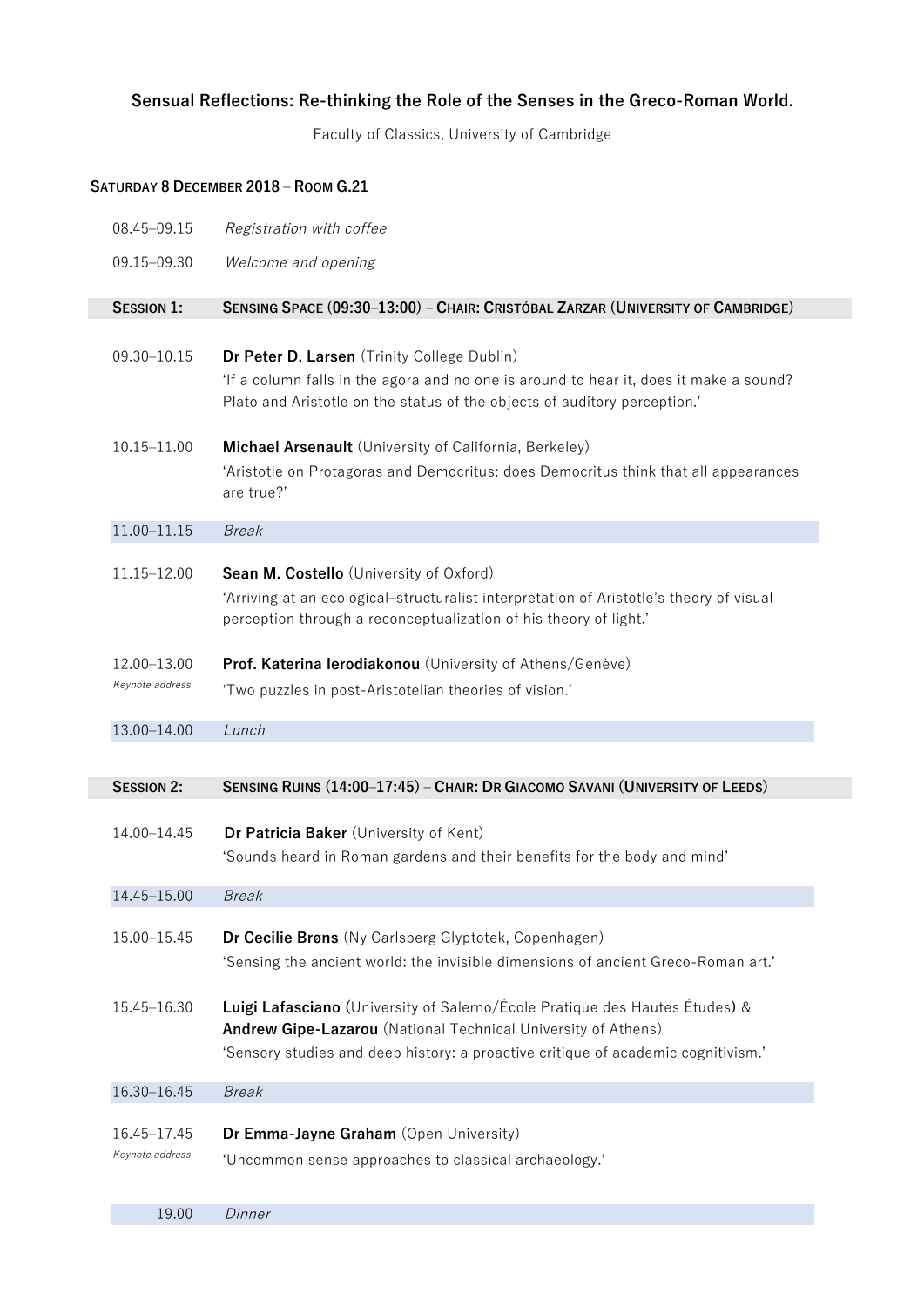# Sensual Reflections: Re-thinking the Role of the Senses in the Greco-Roman World.

Faculty of Classics, University of Cambridge

## Saturday 8 December 2018 – Room G.21

| | |
|---|---|
| 08.45–09.15 | *Registration with coffee* |
| 09.15–09.30 | *Welcome and opening* |

### Session 1: Sensing Space (09:30–13:00) – Chair: Cristóbal Zarzar (University of Cambridge)

**09.30–10.15**
**Dr Peter D. Larsen** (Trinity College Dublin)
'If a column falls in the agora and no one is around to hear it, does it make a sound? Plato and Aristotle on the status of the objects of auditory perception.'

**10.15–11.00**
**Michael Arsenault** (University of California, Berkeley)
'Aristotle on Protagoras and Democritus: does Democritus think that all appearances are true?'

**11.00–11.15** *Break*

**11.15–12.00**
**Sean M. Costello** (University of Oxford)
'Arriving at an ecological–structuralist interpretation of Aristotle's theory of visual perception through a reconceptualization of his theory of light.'

**12.00–13.00** *Keynote address*
**Prof. Katerina Ierodiakonou** (University of Athens/Genève)
'Two puzzles in post-Aristotelian theories of vision.'

**13.00–14.00** *Lunch*

### Session 2: Sensing Ruins (14:00–17:45) – Chair: Dr Giacomo Savani (University of Leeds)

**14.00–14.45**
**Dr Patricia Baker** (University of Kent)
'Sounds heard in Roman gardens and their benefits for the body and mind'

**14.45–15.00** *Break*

**15.00–15.45**
**Dr Cecilie Brøns** (Ny Carlsberg Glyptotek, Copenhagen)
'Sensing the ancient world: the invisible dimensions of ancient Greco-Roman art.'

**15.45–16.30**
**Luigi Lafasciano** (University of Salerno/École Pratique des Hautes Études) & **Andrew Gipe-Lazarou** (National Technical University of Athens)
'Sensory studies and deep history: a proactive critique of academic cognitivism.'

**16.30–16.45** *Break*

**16.45–17.45** *Keynote address*
**Dr Emma-Jayne Graham** (Open University)
'Uncommon sense approaches to classical archaeology.'

**19.00** *Dinner*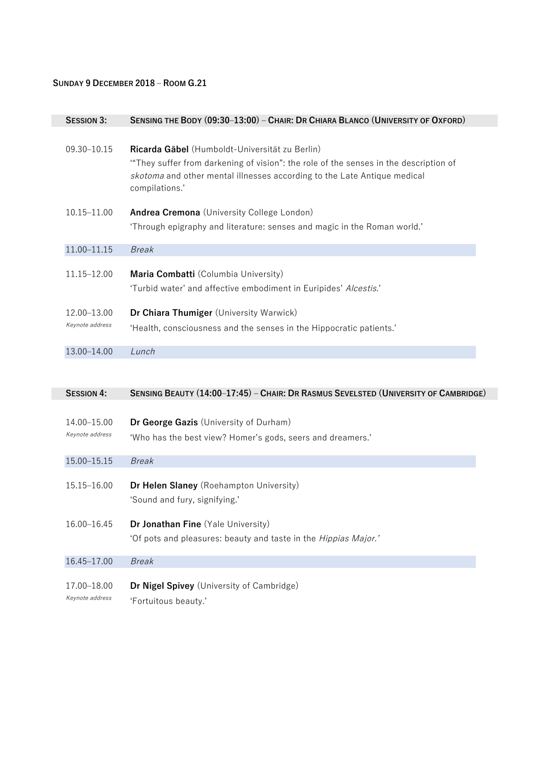### Sunday 9 December 2018 – Room G.21

| | |
|---|---|
| **Session 3:** | **Sensing the Body (09:30–13:00) – Chair: Dr Chiara Blanco (University of Oxford)** |
| 09.30–10.15 | **Ricarda Gäbel** (Humboldt-Universität zu Berlin)<br>'"They suffer from darkening of vision": the role of the senses in the description of *skotoma* and other mental illnesses according to the Late Antique medical compilations.' |
| 10.15–11.00 | **Andrea Cremona** (University College London)<br>'Through epigraphy and literature: senses and magic in the Roman world.' |
| 11.00–11.15 | *Break* |
| 11.15–12.00 | **Maria Combatti** (Columbia University)<br>'Turbid water' and affective embodiment in Euripides' *Alcestis*.' |
| 12.00–13.00<br>*Keynote address* | **Dr Chiara Thumiger** (University Warwick)<br>'Health, consciousness and the senses in the Hippocratic patients.' |
| 13.00–14.00 | *Lunch* |

| | |
|---|---|
| **Session 4:** | **Sensing Beauty (14:00–17:45) – Chair: Dr Rasmus Sevelsted (University of Cambridge)** |
| 14.00–15.00<br>*Keynote address* | **Dr George Gazis** (University of Durham)<br>'Who has the best view? Homer's gods, seers and dreamers.' |
| 15.00–15.15 | *Break* |
| 15.15–16.00 | **Dr Helen Slaney** (Roehampton University)<br>'Sound and fury, signifying.' |
| 16.00–16.45 | **Dr Jonathan Fine** (Yale University)<br>'Of pots and pleasures: beauty and taste in the *Hippias Major*.' |
| 16.45–17.00 | *Break* |
| 17.00–18.00<br>*Keynote address* | **Dr Nigel Spivey** (University of Cambridge)<br>'Fortuitous beauty.' |